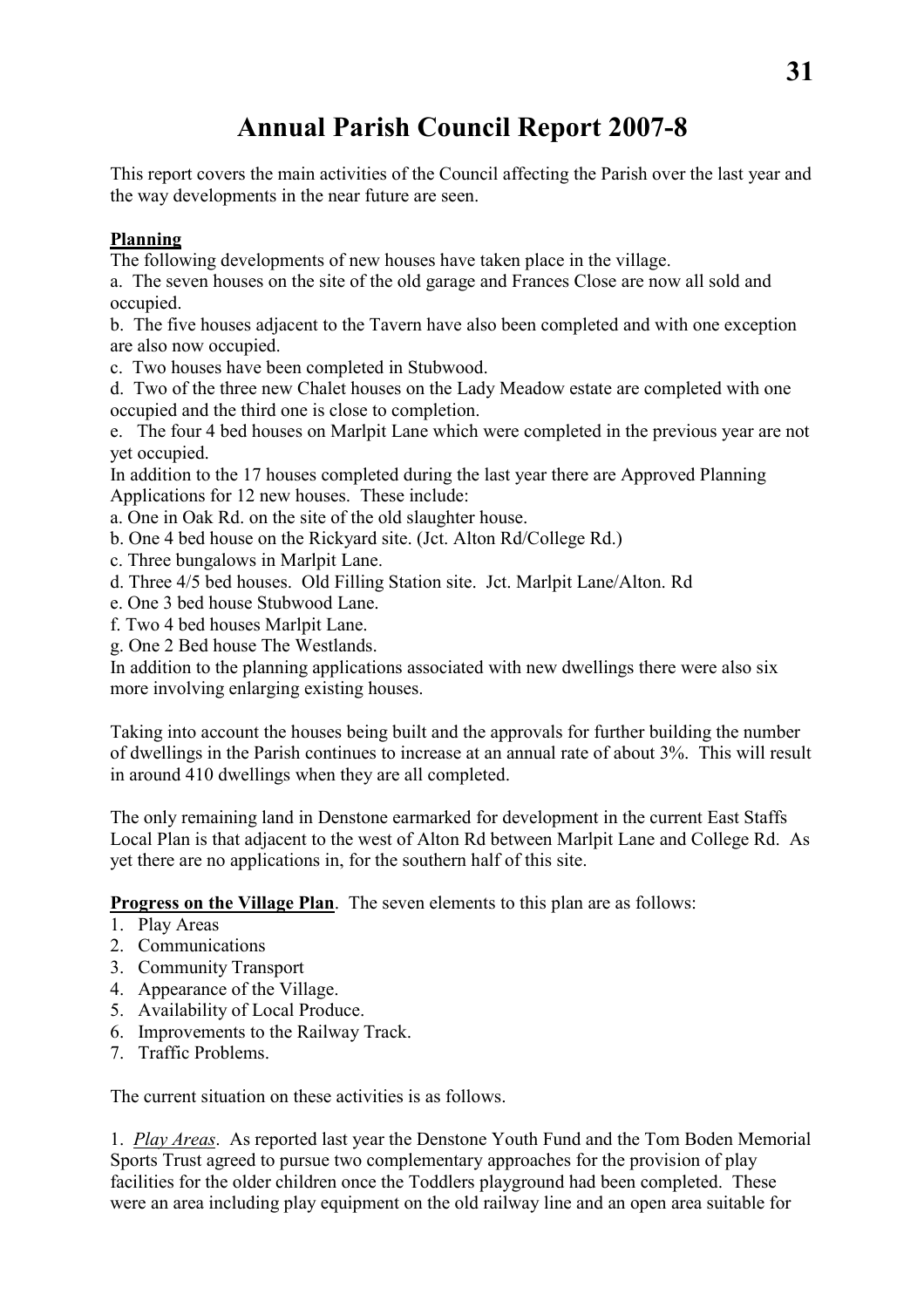# Annual Parish Council Report 2007-8

This report covers the main activities of the Council affecting the Parish over the last year and the way developments in the near future are seen.

**Planning**

The following developments of new houses have taken place in the village.

a. The seven houses on the site of the old garage and Frances Close are now all sold and occupied.

b. The five houses adjacent to the Tavern have also been completed and with one exception are also now occupied.

c. Two houses have been completed in Stubwood.

d. Two of the three new Chalet houses on the Lady Meadow estate are completed with one occupied and the third one is close to completion.

e. The four 4 bed houses on Marlpit Lane which were completed in the previous year are not yet occupied.

In addition to the 17 houses completed during the last year there are Approved Planning Applications for 12 new houses. These include:

a. One in Oak Rd. on the site of the old slaughter house.

b. One 4 bed house on the Rickyard site. (Jct. Alton Rd/College Rd.)

c. Three bungalows in Marlpit Lane.

d. Three 4/5 bed houses. Old Filling Station site. Jct. Marlpit Lane/Alton. Rd

e. One 3 bed house Stubwood Lane.

f. Two 4 bed houses Marlpit Lane.

g. One 2 Bed house The Westlands.

In addition to the planning applications associated with new dwellings there were also six more involving enlarging existing houses.

Taking into account the houses being built and the approvals for further building the number of dwellings in the Parish continues to increase at an annual rate of about 3%. This will result in around 410 dwellings when they are all completed.

The only remaining land in Denstone earmarked for development in the current East Staffs Local Plan is that adjacent to the west of Alton Rd between Marlpit Lane and College Rd. As yet there are no applications in, for the southern half of this site.

**Progress on the Village Plan**. The seven elements to this plan are as follows:

1. Play Areas
2. Communications
3. Community Transport
4. Appearance of the Village.
5. Availability of Local Produce.
6. Improvements to the Railway Track.
7. Traffic Problems.

The current situation on these activities is as follows.

1. *Play Areas*. As reported last year the Denstone Youth Fund and the Tom Boden Memorial Sports Trust agreed to pursue two complementary approaches for the provision of play facilities for the older children once the Toddlers playground had been completed. These were an area including play equipment on the old railway line and an open area suitable for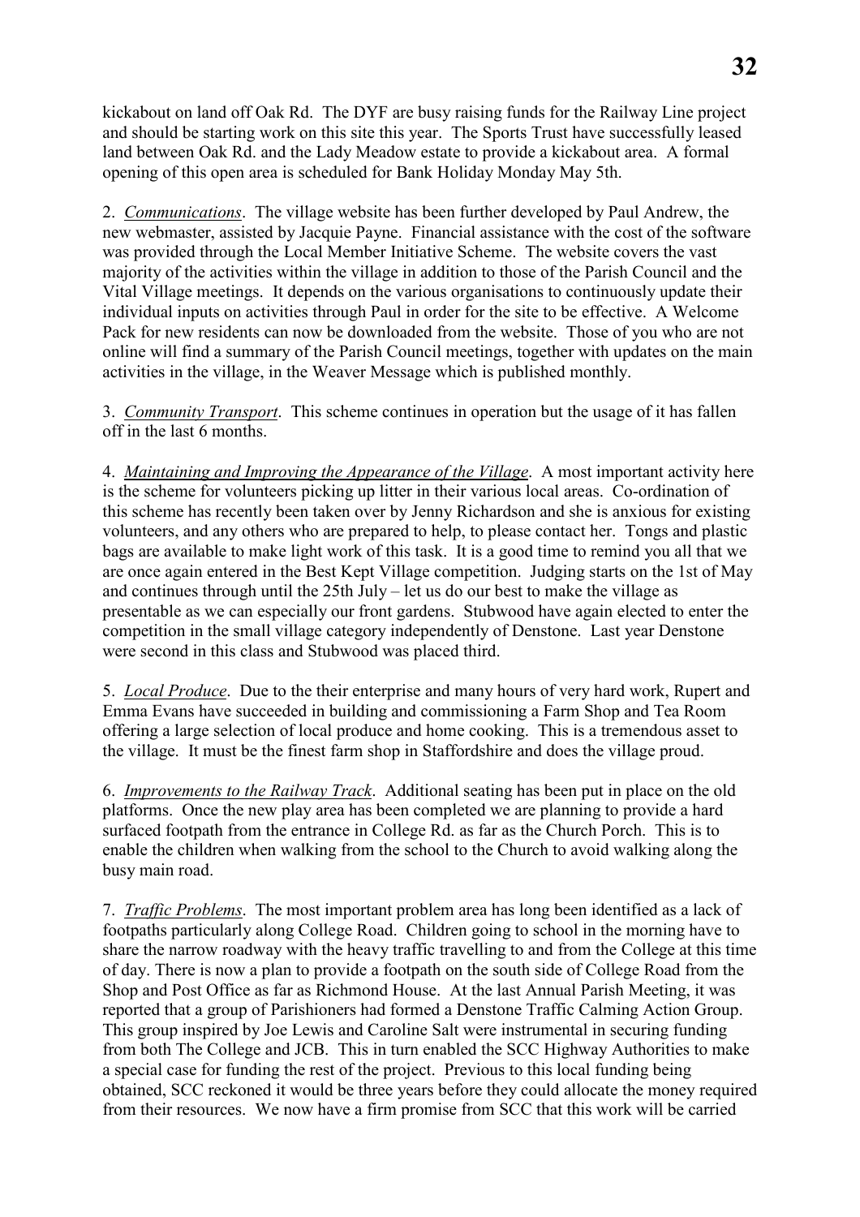kickabout on land off Oak Rd. The DYF are busy raising funds for the Railway Line project and should be starting work on this site this year. The Sports Trust have successfully leased land between Oak Rd. and the Lady Meadow estate to provide a kickabout area. A formal opening of this open area is scheduled for Bank Holiday Monday May 5th.

2. *Communications*. The village website has been further developed by Paul Andrew, the new webmaster, assisted by Jacquie Payne. Financial assistance with the cost of the software was provided through the Local Member Initiative Scheme. The website covers the vast majority of the activities within the village in addition to those of the Parish Council and the Vital Village meetings. It depends on the various organisations to continuously update their individual inputs on activities through Paul in order for the site to be effective. A Welcome Pack for new residents can now be downloaded from the website. Those of you who are not online will find a summary of the Parish Council meetings, together with updates on the main activities in the village, in the Weaver Message which is published monthly.

3. *Community Transport*. This scheme continues in operation but the usage of it has fallen off in the last 6 months.

4. *Maintaining and Improving the Appearance of the Village*. A most important activity here is the scheme for volunteers picking up litter in their various local areas. Co-ordination of this scheme has recently been taken over by Jenny Richardson and she is anxious for existing volunteers, and any others who are prepared to help, to please contact her. Tongs and plastic bags are available to make light work of this task. It is a good time to remind you all that we are once again entered in the Best Kept Village competition. Judging starts on the 1st of May and continues through until the 25th July – let us do our best to make the village as presentable as we can especially our front gardens. Stubwood have again elected to enter the competition in the small village category independently of Denstone. Last year Denstone were second in this class and Stubwood was placed third.

5. *Local Produce*. Due to the their enterprise and many hours of very hard work, Rupert and Emma Evans have succeeded in building and commissioning a Farm Shop and Tea Room offering a large selection of local produce and home cooking. This is a tremendous asset to the village. It must be the finest farm shop in Staffordshire and does the village proud.

6. *Improvements to the Railway Track*. Additional seating has been put in place on the old platforms. Once the new play area has been completed we are planning to provide a hard surfaced footpath from the entrance in College Rd. as far as the Church Porch. This is to enable the children when walking from the school to the Church to avoid walking along the busy main road.

7. *Traffic Problems*. The most important problem area has long been identified as a lack of footpaths particularly along College Road. Children going to school in the morning have to share the narrow roadway with the heavy traffic travelling to and from the College at this time of day. There is now a plan to provide a footpath on the south side of College Road from the Shop and Post Office as far as Richmond House. At the last Annual Parish Meeting, it was reported that a group of Parishioners had formed a Denstone Traffic Calming Action Group. This group inspired by Joe Lewis and Caroline Salt were instrumental in securing funding from both The College and JCB. This in turn enabled the SCC Highway Authorities to make a special case for funding the rest of the project. Previous to this local funding being obtained, SCC reckoned it would be three years before they could allocate the money required from their resources. We now have a firm promise from SCC that this work will be carried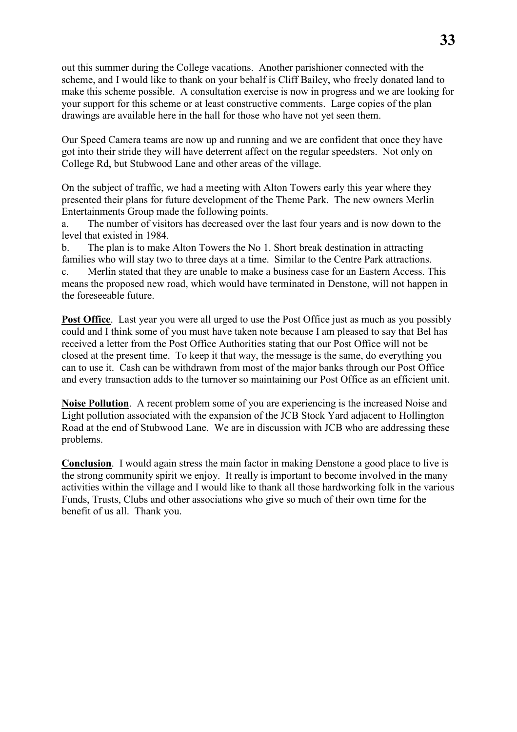out this summer during the College vacations. Another parishioner connected with the scheme, and I would like to thank on your behalf is Cliff Bailey, who freely donated land to make this scheme possible. A consultation exercise is now in progress and we are looking for your support for this scheme or at least constructive comments. Large copies of the plan drawings are available here in the hall for those who have not yet seen them.

Our Speed Camera teams are now up and running and we are confident that once they have got into their stride they will have deterrent affect on the regular speedsters. Not only on College Rd, but Stubwood Lane and other areas of the village.

On the subject of traffic, we had a meeting with Alton Towers early this year where they presented their plans for future development of the Theme Park. The new owners Merlin Entertainments Group made the following points.

a. The number of visitors has decreased over the last four years and is now down to the level that existed in 1984.

b. The plan is to make Alton Towers the No 1. Short break destination in attracting families who will stay two to three days at a time. Similar to the Centre Park attractions.

c. Merlin stated that they are unable to make a business case for an Eastern Access. This means the proposed new road, which would have terminated in Denstone, will not happen in the foreseeable future.

**Post Office**. Last year you were all urged to use the Post Office just as much as you possibly could and I think some of you must have taken note because I am pleased to say that Bel has received a letter from the Post Office Authorities stating that our Post Office will not be closed at the present time. To keep it that way, the message is the same, do everything you can to use it. Cash can be withdrawn from most of the major banks through our Post Office and every transaction adds to the turnover so maintaining our Post Office as an efficient unit.

**Noise Pollution**. A recent problem some of you are experiencing is the increased Noise and Light pollution associated with the expansion of the JCB Stock Yard adjacent to Hollington Road at the end of Stubwood Lane. We are in discussion with JCB who are addressing these problems.

**Conclusion**. I would again stress the main factor in making Denstone a good place to live is the strong community spirit we enjoy. It really is important to become involved in the many activities within the village and I would like to thank all those hardworking folk in the various Funds, Trusts, Clubs and other associations who give so much of their own time for the benefit of us all. Thank you.